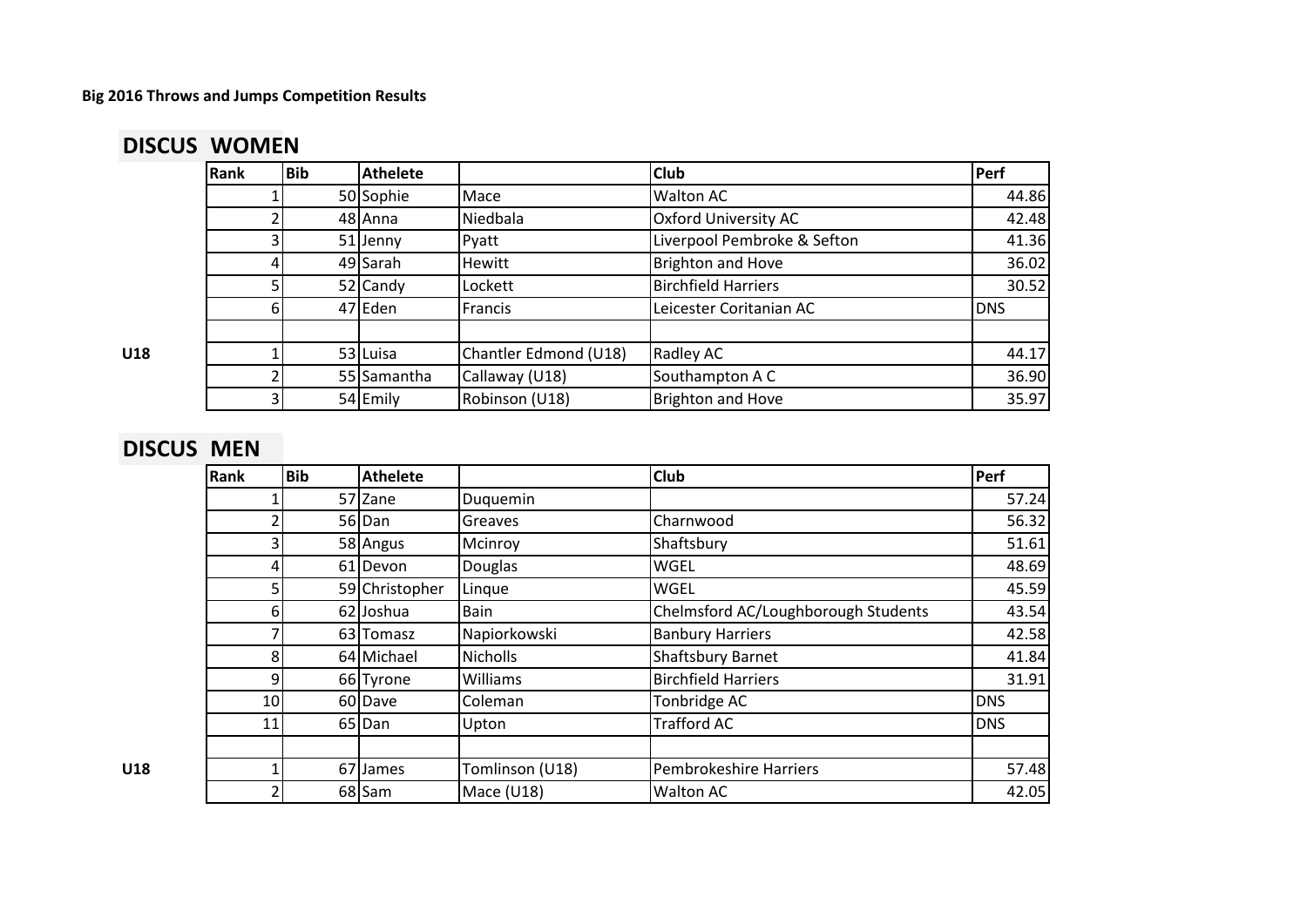**Big 2016 Throws and Jumps Competition Results**

## DISCUS WOMEN

| | Rank | Bib | Athelete | | Club | Perf |
|---|---|---|---|---|---|---|
| | 1 | 50 | Sophie | Mace | Walton AC | 44.86 |
| | 2 | 48 | Anna | Niedbala | Oxford University AC | 42.48 |
| | 3 | 51 | Jenny | Pyatt | Liverpool Pembroke & Sefton | 41.36 |
| | 4 | 49 | Sarah | Hewitt | Brighton and Hove | 36.02 |
| | 5 | 52 | Candy | Lockett | Birchfield Harriers | 30.52 |
| | 6 | 47 | Eden | Francis | Leicester Coritanian AC | DNS |
| | | | | | | |
| U18 | 1 | 53 | Luisa | Chantler Edmond (U18) | Radley AC | 44.17 |
| | 2 | 55 | Samantha | Callaway (U18) | Southampton A C | 36.90 |
| | 3 | 54 | Emily | Robinson (U18) | Brighton and Hove | 35.97 |

## DISCUS MEN

| | Rank | Bib | Athelete | | Club | Perf |
|---|---|---|---|---|---|---|
| | 1 | 57 | Zane | Duquemin | | 57.24 |
| | 2 | 56 | Dan | Greaves | Charnwood | 56.32 |
| | 3 | 58 | Angus | Mcinroy | Shaftsbury | 51.61 |
| | 4 | 61 | Devon | Douglas | WGEL | 48.69 |
| | 5 | 59 | Christopher | Linque | WGEL | 45.59 |
| | 6 | 62 | Joshua | Bain | Chelmsford AC/Loughborough Students | 43.54 |
| | 7 | 63 | Tomasz | Napiorkowski | Banbury Harriers | 42.58 |
| | 8 | 64 | Michael | Nicholls | Shaftsbury Barnet | 41.84 |
| | 9 | 66 | Tyrone | Williams | Birchfield Harriers | 31.91 |
| | 10 | 60 | Dave | Coleman | Tonbridge AC | DNS |
| | 11 | 65 | Dan | Upton | Trafford AC | DNS |
| | | | | | | |
| U18 | 1 | 67 | James | Tomlinson (U18) | Pembrokeshire Harriers | 57.48 |
| | 2 | 68 | Sam | Mace (U18) | Walton AC | 42.05 |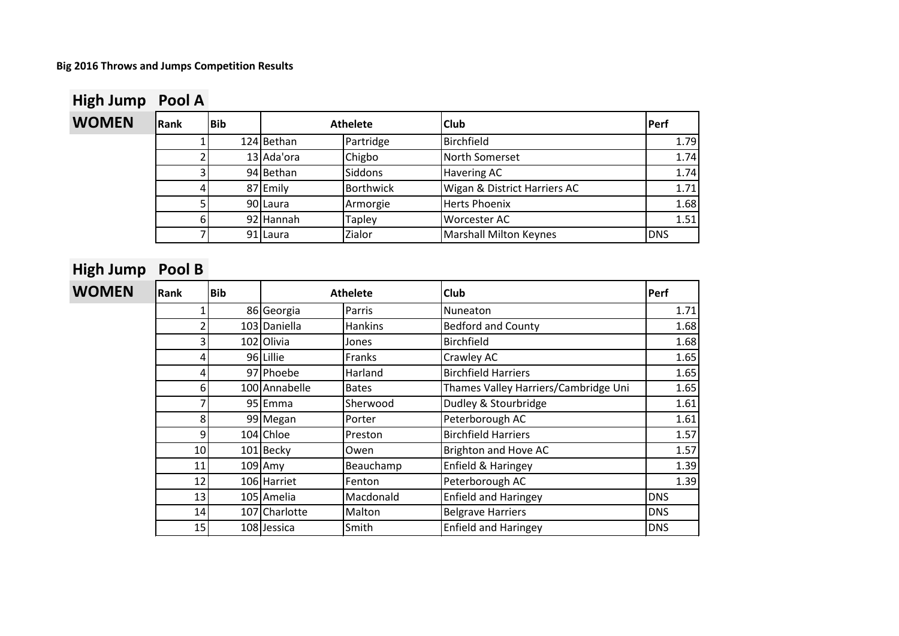**Big 2016 Throws and Jumps Competition Results**

## High Jump Pool A

### WOMEN

| Rank | Bib | Athelete | | Club | Perf |
|---|---|---|---|---|---|
| 1 | 124 | Bethan | Partridge | Birchfield | 1.79 |
| 2 | 13 | Ada'ora | Chigbo | North Somerset | 1.74 |
| 3 | 94 | Bethan | Siddons | Havering AC | 1.74 |
| 4 | 87 | Emily | Borthwick | Wigan & District Harriers AC | 1.71 |
| 5 | 90 | Laura | Armorgie | Herts Phoenix | 1.68 |
| 6 | 92 | Hannah | Tapley | Worcester AC | 1.51 |
| 7 | 91 | Laura | Zialor | Marshall Milton Keynes | DNS |

## High Jump Pool B

### WOMEN

| Rank | Bib | Athelete | | Club | Perf |
|---|---|---|---|---|---|
| 1 | 86 | Georgia | Parris | Nuneaton | 1.71 |
| 2 | 103 | Daniella | Hankins | Bedford and County | 1.68 |
| 3 | 102 | Olivia | Jones | Birchfield | 1.68 |
| 4 | 96 | Lillie | Franks | Crawley AC | 1.65 |
| 4 | 97 | Phoebe | Harland | Birchfield Harriers | 1.65 |
| 6 | 100 | Annabelle | Bates | Thames Valley Harriers/Cambridge Uni | 1.65 |
| 7 | 95 | Emma | Sherwood | Dudley & Stourbridge | 1.61 |
| 8 | 99 | Megan | Porter | Peterborough AC | 1.61 |
| 9 | 104 | Chloe | Preston | Birchfield Harriers | 1.57 |
| 10 | 101 | Becky | Owen | Brighton and Hove AC | 1.57 |
| 11 | 109 | Amy | Beauchamp | Enfield & Haringey | 1.39 |
| 12 | 106 | Harriet | Fenton | Peterborough AC | 1.39 |
| 13 | 105 | Amelia | Macdonald | Enfield and Haringey | DNS |
| 14 | 107 | Charlotte | Malton | Belgrave Harriers | DNS |
| 15 | 108 | Jessica | Smith | Enfield and Haringey | DNS |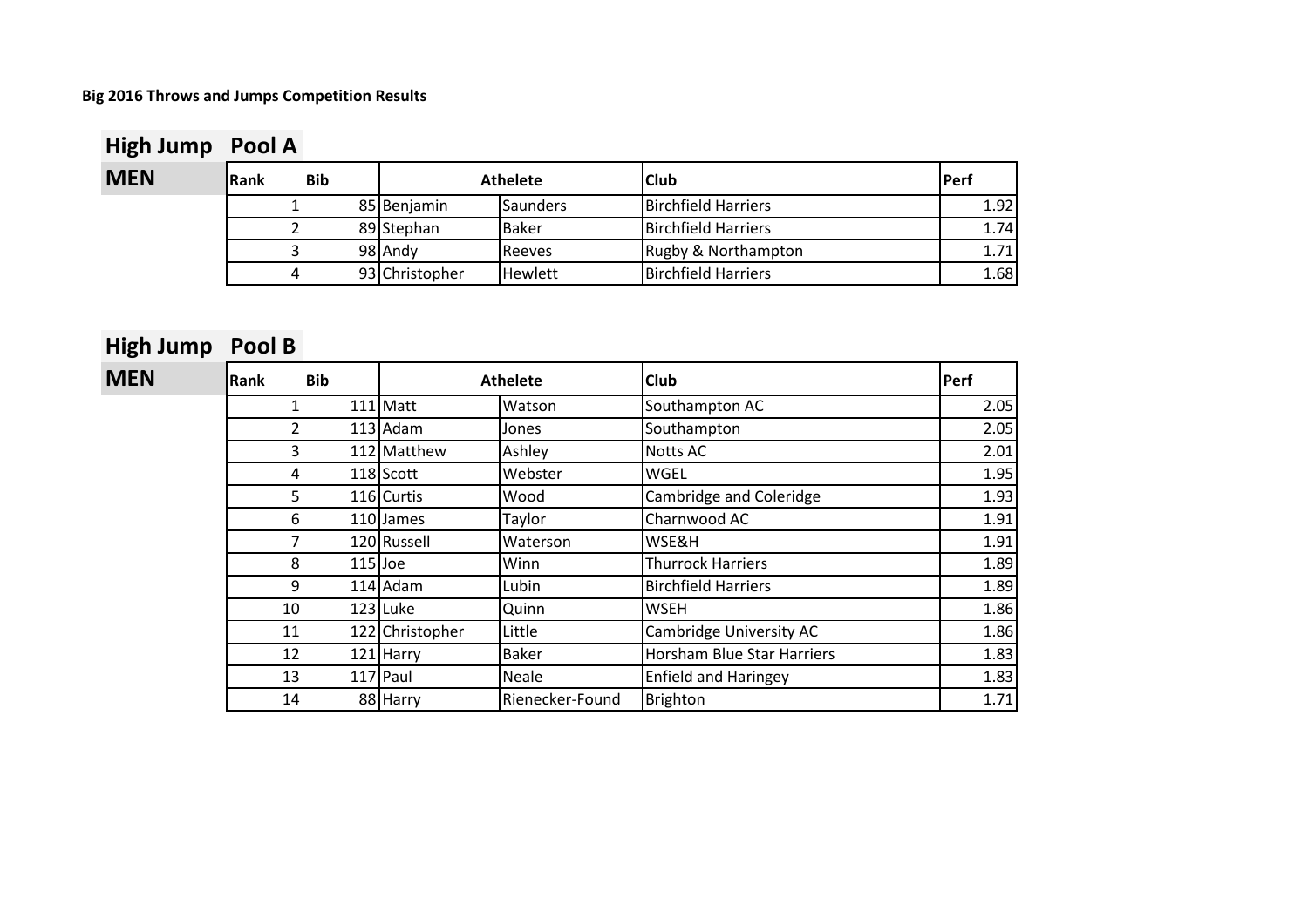**Big 2016 Throws and Jumps Competition Results**

## High Jump Pool A

### MEN

| Rank | Bib | Athelete | | Club | Perf |
|---|---|---|---|---|---|
| 1 | 85 | Benjamin | Saunders | Birchfield Harriers | 1.92 |
| 2 | 89 | Stephan | Baker | Birchfield Harriers | 1.74 |
| 3 | 98 | Andy | Reeves | Rugby & Northampton | 1.71 |
| 4 | 93 | Christopher | Hewlett | Birchfield Harriers | 1.68 |

## High Jump Pool B

### MEN

| Rank | Bib | Athelete | | Club | Perf |
|---|---|---|---|---|---|
| 1 | 111 | Matt | Watson | Southampton AC | 2.05 |
| 2 | 113 | Adam | Jones | Southampton | 2.05 |
| 3 | 112 | Matthew | Ashley | Notts AC | 2.01 |
| 4 | 118 | Scott | Webster | WGEL | 1.95 |
| 5 | 116 | Curtis | Wood | Cambridge and Coleridge | 1.93 |
| 6 | 110 | James | Taylor | Charnwood AC | 1.91 |
| 7 | 120 | Russell | Waterson | WSE&H | 1.91 |
| 8 | 115 | Joe | Winn | Thurrock Harriers | 1.89 |
| 9 | 114 | Adam | Lubin | Birchfield Harriers | 1.89 |
| 10 | 123 | Luke | Quinn | WSEH | 1.86 |
| 11 | 122 | Christopher | Little | Cambridge University AC | 1.86 |
| 12 | 121 | Harry | Baker | Horsham Blue Star Harriers | 1.83 |
| 13 | 117 | Paul | Neale | Enfield and Haringey | 1.83 |
| 14 | 88 | Harry | Rienecker-Found | Brighton | 1.71 |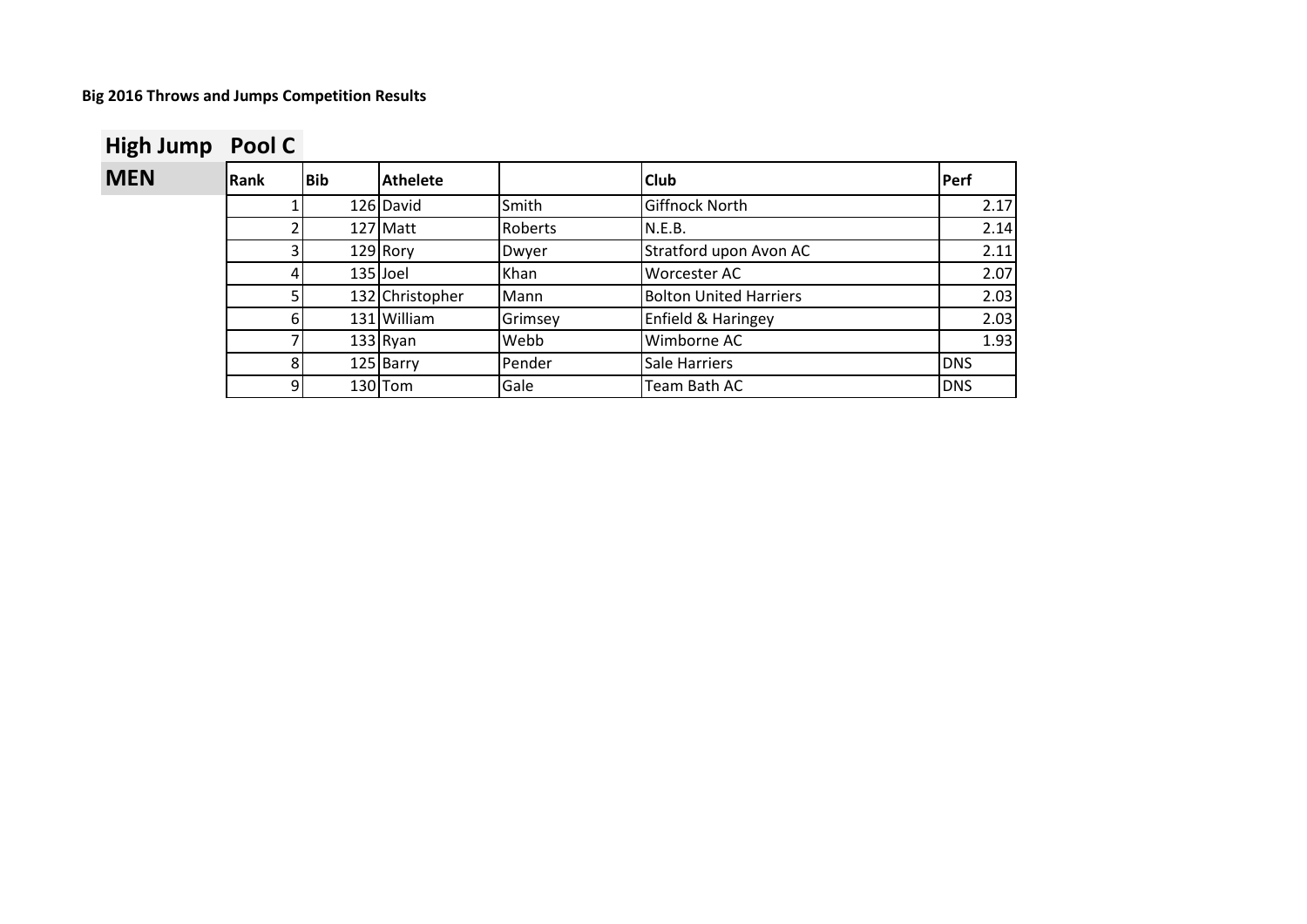**Big 2016 Throws and Jumps Competition Results**

## High Jump Pool C

## MEN

| Rank | Bib | Athelete | | Club | Perf |
|---|---|---|---|---|---|
| 1 | 126 | David | Smith | Giffnock North | 2.17 |
| 2 | 127 | Matt | Roberts | N.E.B. | 2.14 |
| 3 | 129 | Rory | Dwyer | Stratford upon Avon AC | 2.11 |
| 4 | 135 | Joel | Khan | Worcester AC | 2.07 |
| 5 | 132 | Christopher | Mann | Bolton United Harriers | 2.03 |
| 6 | 131 | William | Grimsey | Enfield & Haringey | 2.03 |
| 7 | 133 | Ryan | Webb | Wimborne AC | 1.93 |
| 8 | 125 | Barry | Pender | Sale Harriers | DNS |
| 9 | 130 | Tom | Gale | Team Bath AC | DNS |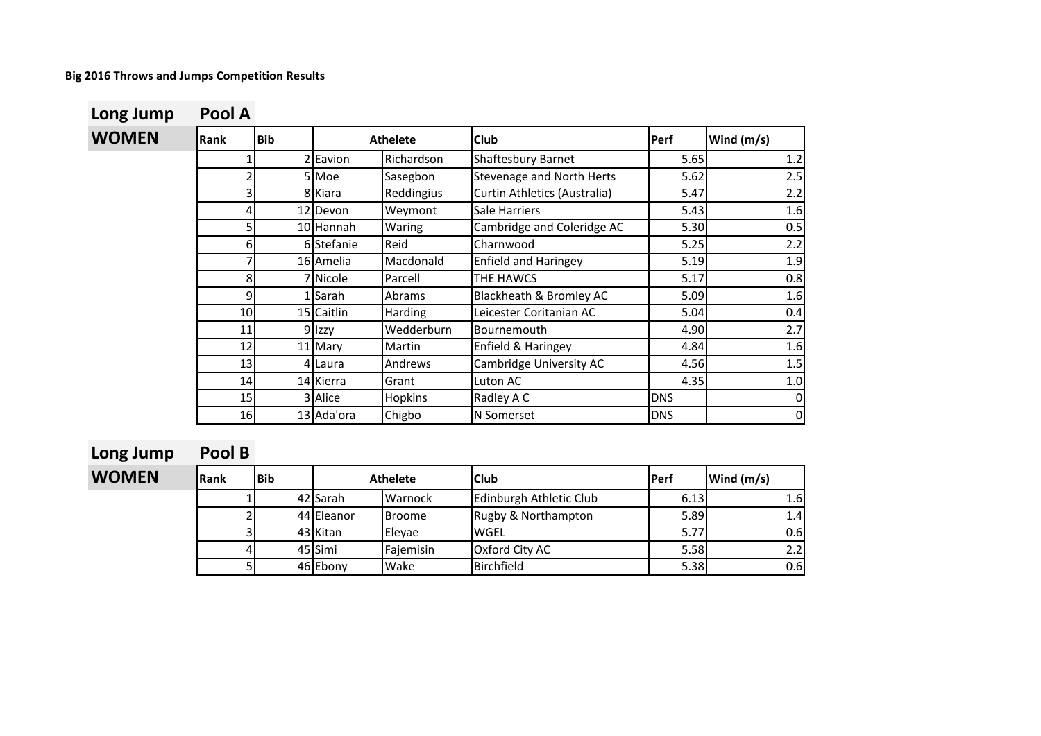**Big 2016 Throws and Jumps Competition Results**

## Long Jump Pool A

## WOMEN

| Rank | Bib | Athelete | | Club | Perf | Wind (m/s) |
|---|---|---|---|---|---|---|
| 1 | 2 | Eavion | Richardson | Shaftesbury Barnet | 5.65 | 1.2 |
| 2 | 5 | Moe | Sasegbon | Stevenage and North Herts | 5.62 | 2.5 |
| 3 | 8 | Kiara | Reddingius | Curtin Athletics (Australia) | 5.47 | 2.2 |
| 4 | 12 | Devon | Weymont | Sale Harriers | 5.43 | 1.6 |
| 5 | 10 | Hannah | Waring | Cambridge and Coleridge AC | 5.30 | 0.5 |
| 6 | 6 | Stefanie | Reid | Charnwood | 5.25 | 2.2 |
| 7 | 16 | Amelia | Macdonald | Enfield and Haringey | 5.19 | 1.9 |
| 8 | 7 | Nicole | Parcell | THE HAWCS | 5.17 | 0.8 |
| 9 | 1 | Sarah | Abrams | Blackheath & Bromley AC | 5.09 | 1.6 |
| 10 | 15 | Caitlin | Harding | Leicester Coritanian AC | 5.04 | 0.4 |
| 11 | 9 | Izzy | Wedderburn | Bournemouth | 4.90 | 2.7 |
| 12 | 11 | Mary | Martin | Enfield & Haringey | 4.84 | 1.6 |
| 13 | 4 | Laura | Andrews | Cambridge University AC | 4.56 | 1.5 |
| 14 | 14 | Kierra | Grant | Luton AC | 4.35 | 1.0 |
| 15 | 3 | Alice | Hopkins | Radley A C | DNS | 0 |
| 16 | 13 | Ada'ora | Chigbo | N Somerset | DNS | 0 |

## Long Jump Pool B

## WOMEN

| Rank | Bib | Athelete | | Club | Perf | Wind (m/s) |
|---|---|---|---|---|---|---|
| 1 | 42 | Sarah | Warnock | Edinburgh Athletic Club | 6.13 | 1.6 |
| 2 | 44 | Eleanor | Broome | Rugby & Northampton | 5.89 | 1.4 |
| 3 | 43 | Kitan | Eleyae | WGEL | 5.77 | 0.6 |
| 4 | 45 | Simi | Fajemisin | Oxford City AC | 5.58 | 2.2 |
| 5 | 46 | Ebony | Wake | Birchfield | 5.38 | 0.6 |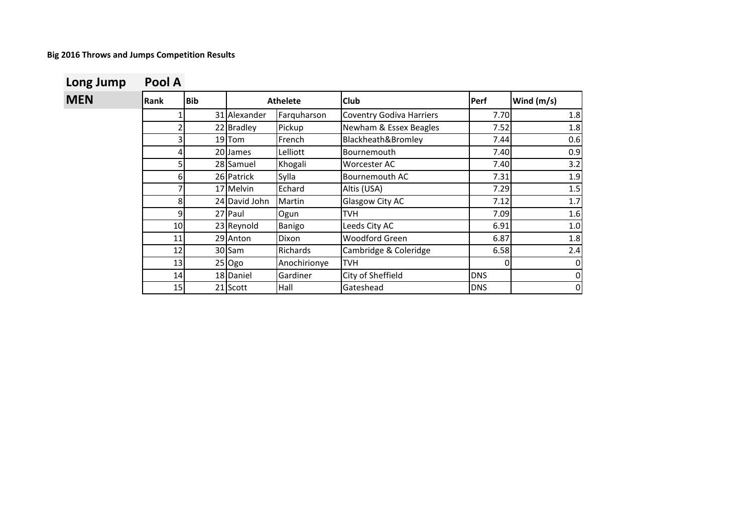**Big 2016 Throws and Jumps Competition Results**

## Long Jump Pool A

## MEN

| Rank | Bib | Athelete | | Club | Perf | Wind (m/s) |
|---|---|---|---|---|---|---|
| 1 | 31 | Alexander | Farquharson | Coventry Godiva Harriers | 7.70 | 1.8 |
| 2 | 22 | Bradley | Pickup | Newham & Essex Beagles | 7.52 | 1.8 |
| 3 | 19 | Tom | French | Blackheath&Bromley | 7.44 | 0.6 |
| 4 | 20 | James | Lelliott | Bournemouth | 7.40 | 0.9 |
| 5 | 28 | Samuel | Khogali | Worcester AC | 7.40 | 3.2 |
| 6 | 26 | Patrick | Sylla | Bournemouth AC | 7.31 | 1.9 |
| 7 | 17 | Melvin | Echard | Altis (USA) | 7.29 | 1.5 |
| 8 | 24 | David John | Martin | Glasgow City AC | 7.12 | 1.7 |
| 9 | 27 | Paul | Ogun | TVH | 7.09 | 1.6 |
| 10 | 23 | Reynold | Banigo | Leeds City AC | 6.91 | 1.0 |
| 11 | 29 | Anton | Dixon | Woodford Green | 6.87 | 1.8 |
| 12 | 30 | Sam | Richards | Cambridge & Coleridge | 6.58 | 2.4 |
| 13 | 25 | Ogo | Anochirionye | TVH | 0 | 0 |
| 14 | 18 | Daniel | Gardiner | City of Sheffield | DNS | 0 |
| 15 | 21 | Scott | Hall | Gateshead | DNS | 0 |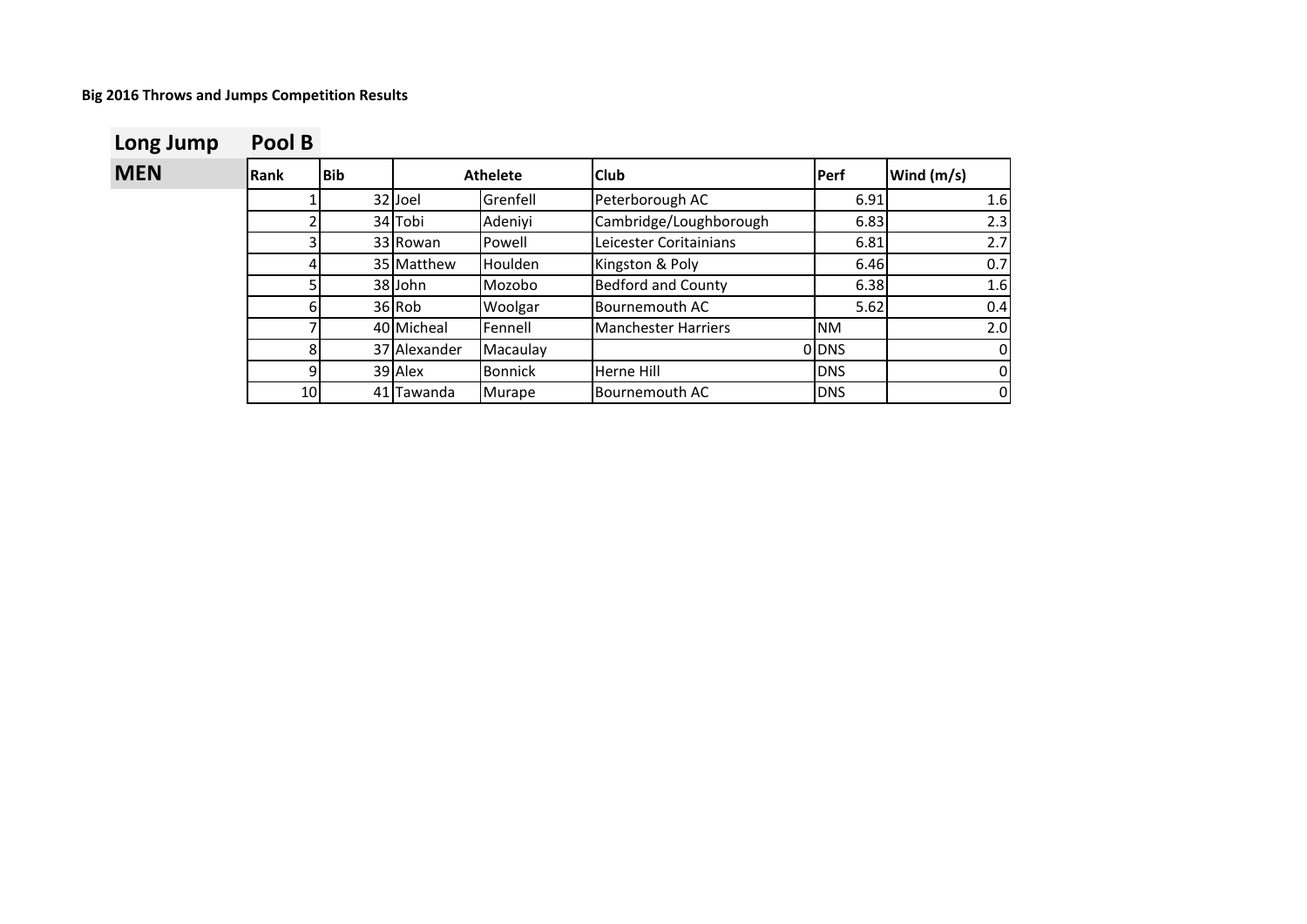**Big 2016 Throws and Jumps Competition Results**

## Long Jump Pool B

## MEN

| Rank | Bib | Athelete | | Club | Perf | Wind (m/s) |
|---|---|---|---|---|---|---|
| 1 | 32 | Joel | Grenfell | Peterborough AC | 6.91 | 1.6 |
| 2 | 34 | Tobi | Adeniyi | Cambridge/Loughborough | 6.83 | 2.3 |
| 3 | 33 | Rowan | Powell | Leicester Coritainians | 6.81 | 2.7 |
| 4 | 35 | Matthew | Houlden | Kingston & Poly | 6.46 | 0.7 |
| 5 | 38 | John | Mozobo | Bedford and County | 6.38 | 1.6 |
| 6 | 36 | Rob | Woolgar | Bournemouth AC | 5.62 | 0.4 |
| 7 | 40 | Micheal | Fennell | Manchester Harriers | NM | 2.0 |
| 8 | 37 | Alexander | Macaulay | 0 | DNS | 0 |
| 9 | 39 | Alex | Bonnick | Herne Hill | DNS | 0 |
| 10 | 41 | Tawanda | Murape | Bournemouth AC | DNS | 0 |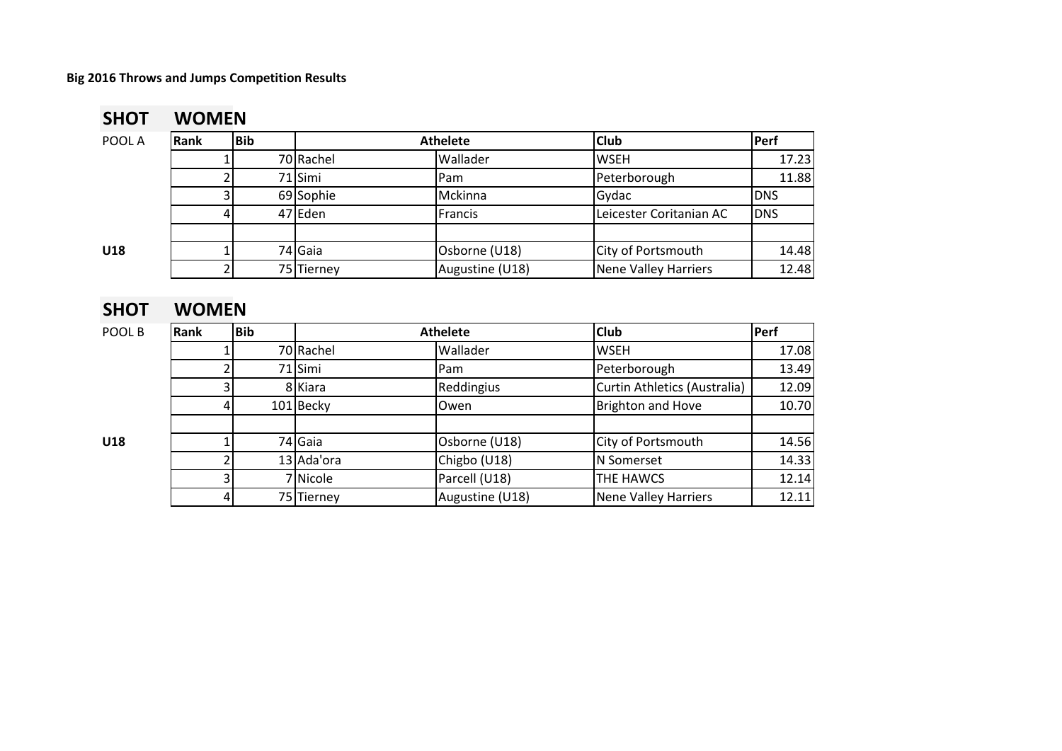**Big 2016 Throws and Jumps Competition Results**

## SHOT WOMEN

| POOL A | Rank | Bib | Athelete | | Club | Perf |
|---|---|---|---|---|---|---|
| | 1 | 70 | Rachel | Wallader | WSEH | 17.23 |
| | 2 | 71 | Simi | Pam | Peterborough | 11.88 |
| | 3 | 69 | Sophie | Mckinna | Gydac | DNS |
| | 4 | 47 | Eden | Francis | Leicester Coritanian AC | DNS |
| | | | | | | |
| **U18** | 1 | 74 | Gaia | Osborne (U18) | City of Portsmouth | 14.48 |
| | 2 | 75 | Tierney | Augustine (U18) | Nene Valley Harriers | 12.48 |

## SHOT WOMEN

| POOL B | Rank | Bib | Athelete | | Club | Perf |
|---|---|---|---|---|---|---|
| | 1 | 70 | Rachel | Wallader | WSEH | 17.08 |
| | 2 | 71 | Simi | Pam | Peterborough | 13.49 |
| | 3 | 8 | Kiara | Reddingius | Curtin Athletics (Australia) | 12.09 |
| | 4 | 101 | Becky | Owen | Brighton and Hove | 10.70 |
| | | | | | | |
| **U18** | 1 | 74 | Gaia | Osborne (U18) | City of Portsmouth | 14.56 |
| | 2 | 13 | Ada'ora | Chigbo (U18) | N Somerset | 14.33 |
| | 3 | 7 | Nicole | Parcell (U18) | THE HAWCS | 12.14 |
| | 4 | 75 | Tierney | Augustine (U18) | Nene Valley Harriers | 12.11 |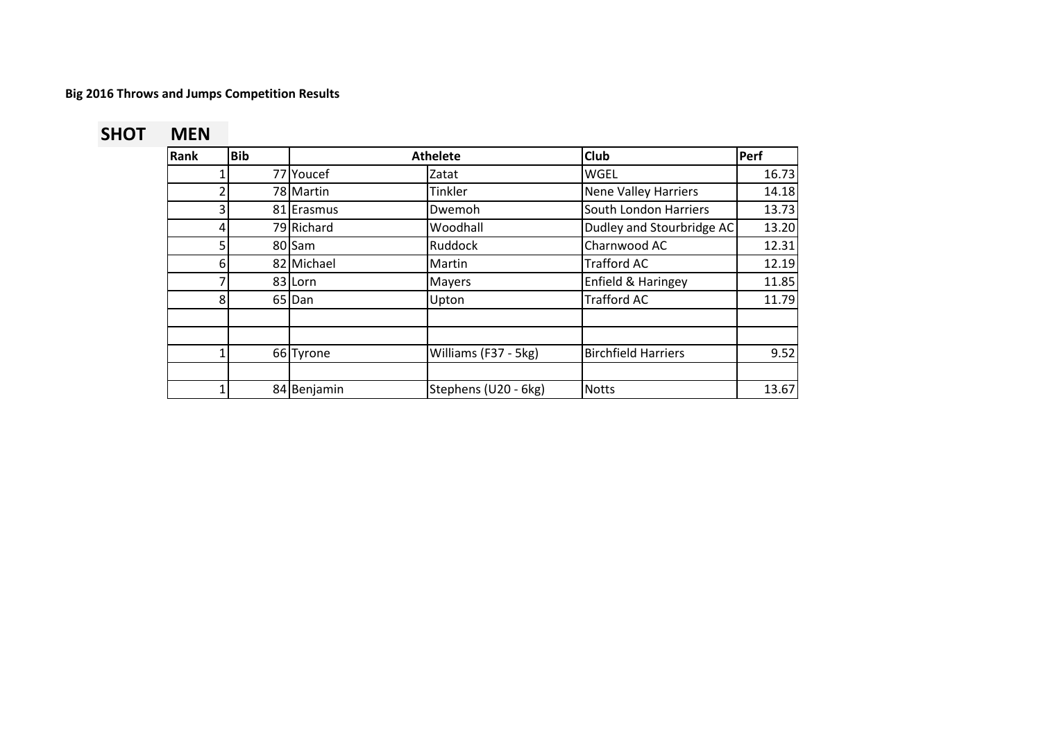**Big 2016 Throws and Jumps Competition Results**

## SHOT MEN

| Rank | Bib | Athelete | | Club | Perf |
|---|---|---|---|---|---|
| 1 | 77 | Youcef | Zatat | WGEL | 16.73 |
| 2 | 78 | Martin | Tinkler | Nene Valley Harriers | 14.18 |
| 3 | 81 | Erasmus | Dwemoh | South London Harriers | 13.73 |
| 4 | 79 | Richard | Woodhall | Dudley and Stourbridge AC | 13.20 |
| 5 | 80 | Sam | Ruddock | Charnwood AC | 12.31 |
| 6 | 82 | Michael | Martin | Trafford AC | 12.19 |
| 7 | 83 | Lorn | Mayers | Enfield & Haringey | 11.85 |
| 8 | 65 | Dan | Upton | Trafford AC | 11.79 |
| | | | | | |
| | | | | | |
| 1 | 66 | Tyrone | Williams (F37 - 5kg) | Birchfield Harriers | 9.52 |
| | | | | | |
| 1 | 84 | Benjamin | Stephens (U20 - 6kg) | Notts | 13.67 |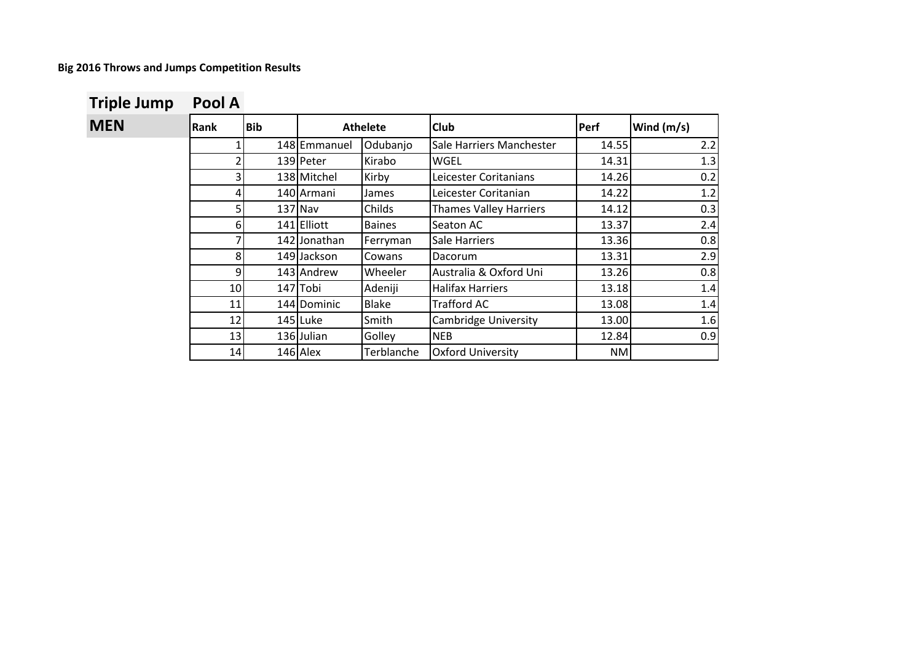**Big 2016 Throws and Jumps Competition Results**

## Triple Jump Pool A

## MEN

| Rank | Bib | Athelete | | Club | Perf | Wind (m/s) |
|---|---|---|---|---|---|---|
| 1 | 148 | Emmanuel | Odubanjo | Sale Harriers Manchester | 14.55 | 2.2 |
| 2 | 139 | Peter | Kirabo | WGEL | 14.31 | 1.3 |
| 3 | 138 | Mitchel | Kirby | Leicester Coritanians | 14.26 | 0.2 |
| 4 | 140 | Armani | James | Leicester Coritanian | 14.22 | 1.2 |
| 5 | 137 | Nav | Childs | Thames Valley Harriers | 14.12 | 0.3 |
| 6 | 141 | Elliott | Baines | Seaton AC | 13.37 | 2.4 |
| 7 | 142 | Jonathan | Ferryman | Sale Harriers | 13.36 | 0.8 |
| 8 | 149 | Jackson | Cowans | Dacorum | 13.31 | 2.9 |
| 9 | 143 | Andrew | Wheeler | Australia & Oxford Uni | 13.26 | 0.8 |
| 10 | 147 | Tobi | Adeniji | Halifax Harriers | 13.18 | 1.4 |
| 11 | 144 | Dominic | Blake | Trafford AC | 13.08 | 1.4 |
| 12 | 145 | Luke | Smith | Cambridge University | 13.00 | 1.6 |
| 13 | 136 | Julian | Golley | NEB | 12.84 | 0.9 |
| 14 | 146 | Alex | Terblanche | Oxford University | NM | |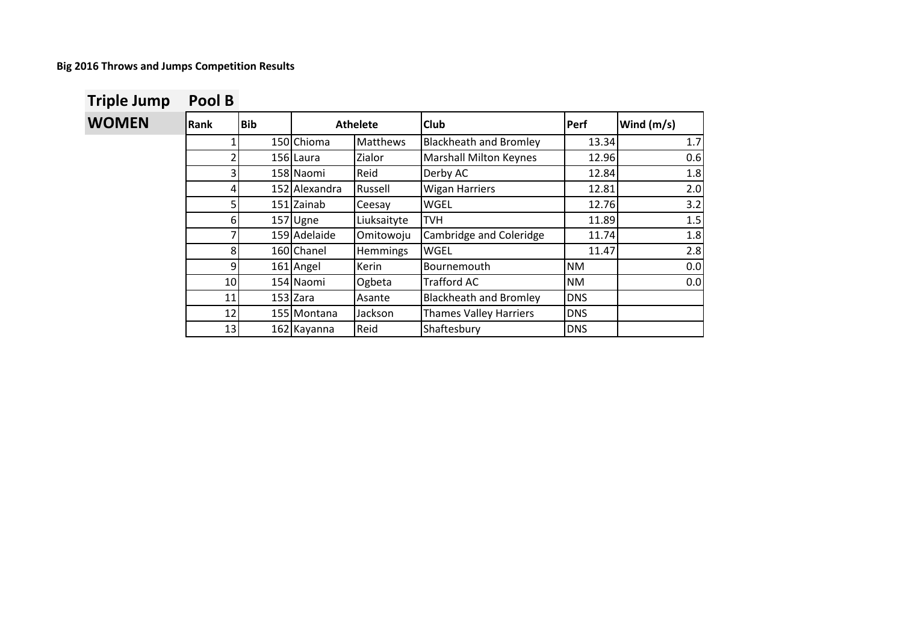**Big 2016 Throws and Jumps Competition Results**

## Triple Jump Pool B

## WOMEN

| Rank | Bib | Athelete | | Club | Perf | Wind (m/s) |
|---|---|---|---|---|---|---|
| 1 | 150 | Chioma | Matthews | Blackheath and Bromley | 13.34 | 1.7 |
| 2 | 156 | Laura | Zialor | Marshall Milton Keynes | 12.96 | 0.6 |
| 3 | 158 | Naomi | Reid | Derby AC | 12.84 | 1.8 |
| 4 | 152 | Alexandra | Russell | Wigan Harriers | 12.81 | 2.0 |
| 5 | 151 | Zainab | Ceesay | WGEL | 12.76 | 3.2 |
| 6 | 157 | Ugne | Liuksaityte | TVH | 11.89 | 1.5 |
| 7 | 159 | Adelaide | Omitowoju | Cambridge and Coleridge | 11.74 | 1.8 |
| 8 | 160 | Chanel | Hemmings | WGEL | 11.47 | 2.8 |
| 9 | 161 | Angel | Kerin | Bournemouth | NM | 0.0 |
| 10 | 154 | Naomi | Ogbeta | Trafford AC | NM | 0.0 |
| 11 | 153 | Zara | Asante | Blackheath and Bromley | DNS | |
| 12 | 155 | Montana | Jackson | Thames Valley Harriers | DNS | |
| 13 | 162 | Kayanna | Reid | Shaftesbury | DNS | |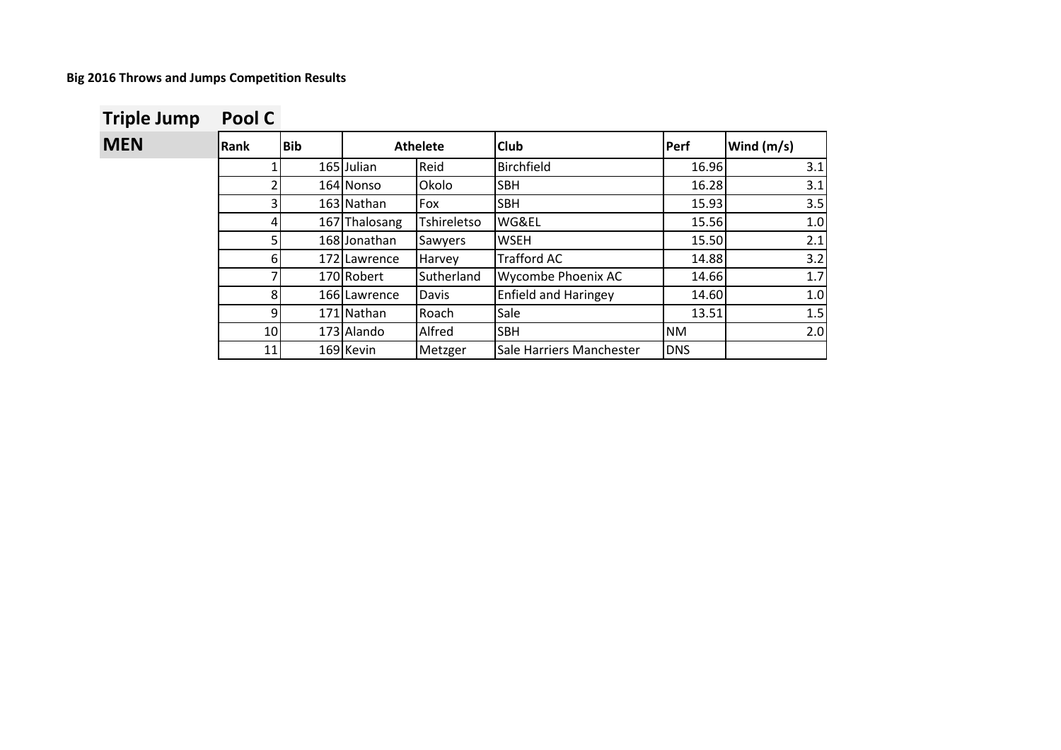**Big 2016 Throws and Jumps Competition Results**

## Triple Jump Pool C

## MEN

| Rank | Bib | Athelete | | Club | Perf | Wind (m/s) |
|---|---|---|---|---|---|---|
| 1 | 165 | Julian | Reid | Birchfield | 16.96 | 3.1 |
| 2 | 164 | Nonso | Okolo | SBH | 16.28 | 3.1 |
| 3 | 163 | Nathan | Fox | SBH | 15.93 | 3.5 |
| 4 | 167 | Thalosang | Tshireletso | WG&EL | 15.56 | 1.0 |
| 5 | 168 | Jonathan | Sawyers | WSEH | 15.50 | 2.1 |
| 6 | 172 | Lawrence | Harvey | Trafford AC | 14.88 | 3.2 |
| 7 | 170 | Robert | Sutherland | Wycombe Phoenix AC | 14.66 | 1.7 |
| 8 | 166 | Lawrence | Davis | Enfield and Haringey | 14.60 | 1.0 |
| 9 | 171 | Nathan | Roach | Sale | 13.51 | 1.5 |
| 10 | 173 | Alando | Alfred | SBH | NM | 2.0 |
| 11 | 169 | Kevin | Metzger | Sale Harriers Manchester | DNS | |